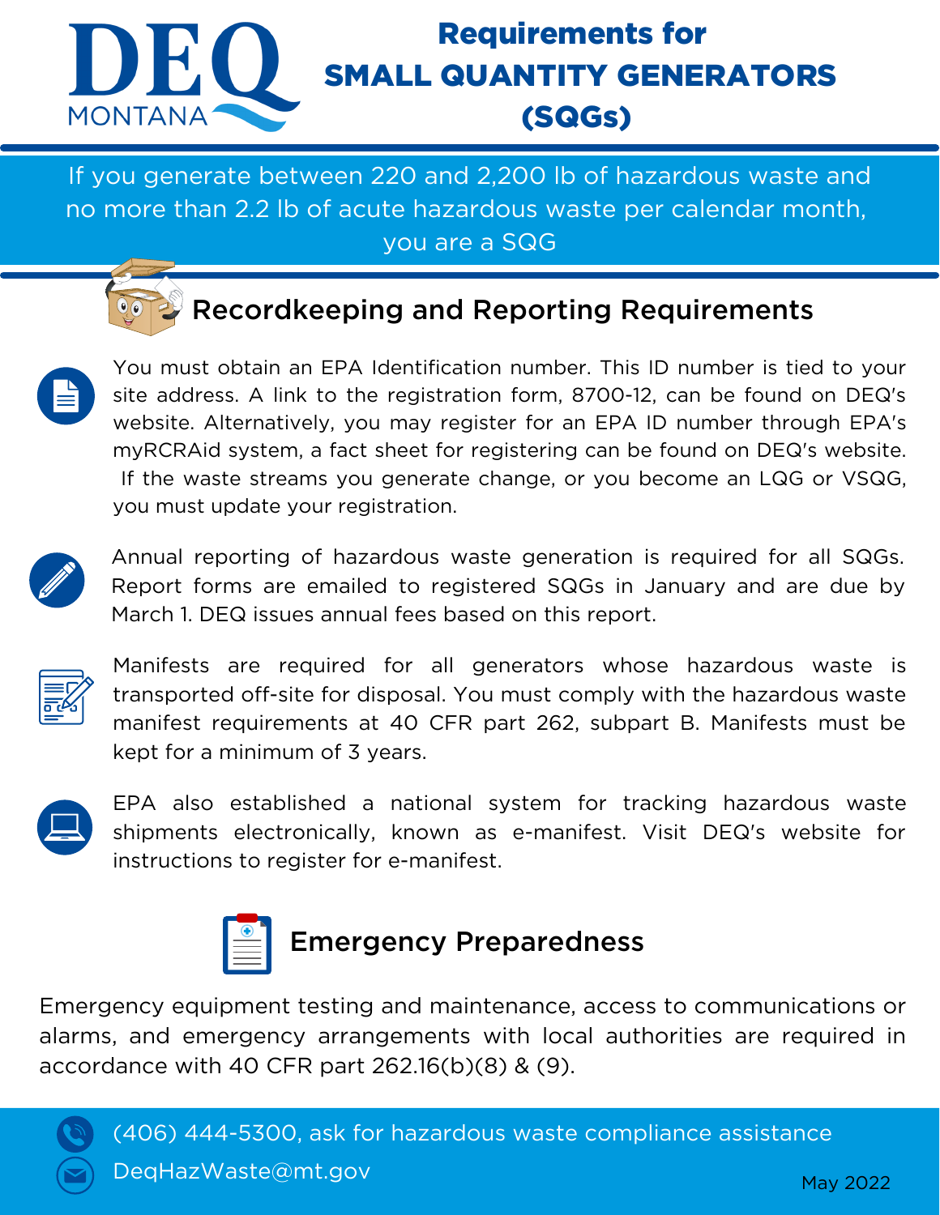DEQ MONTANA

# Requirements for SMALL QUANTITY GENERATORS (SQGs)

If you generate between 220 and 2,200 lb of hazardous waste and no more than 2.2 lb of acute hazardous waste per calendar month, you are a SQG

## Recordkeeping and Reporting Requirements

You must obtain an EPA Identification number. This ID number is tied to your site address. A link to the registration form, 8700-12, can be found on DEQ's website. Alternatively, you may register for an EPA ID number through EPA's myRCRAid system, a fact sheet for registering can be found on DEQ's website. If the waste streams you generate change, or you become an LQG or VSQG, you must update your registration.

Annual reporting of hazardous waste generation is required for all SQGs. Report forms are emailed to registered SQGs in January and are due by March 1. DEQ issues annual fees based on this report.

Manifests are required for all generators whose hazardous waste is transported off-site for disposal. You must comply with the hazardous waste manifest requirements at 40 CFR part 262, subpart B. Manifests must be kept for a minimum of 3 years.

EPA also established a national system for tracking hazardous waste shipments electronically, known as e-manifest. Visit DEQ's website for instructions to register for e-manifest.

## Emergency Preparedness

Emergency equipment testing and maintenance, access to communications or alarms, and emergency arrangements with local authorities are required in accordance with 40 CFR part 262.16(b)(8) & (9).

(406) 444-5300, ask for hazardous waste compliance assistance

DeqHazWaste@mt.gov

May 2022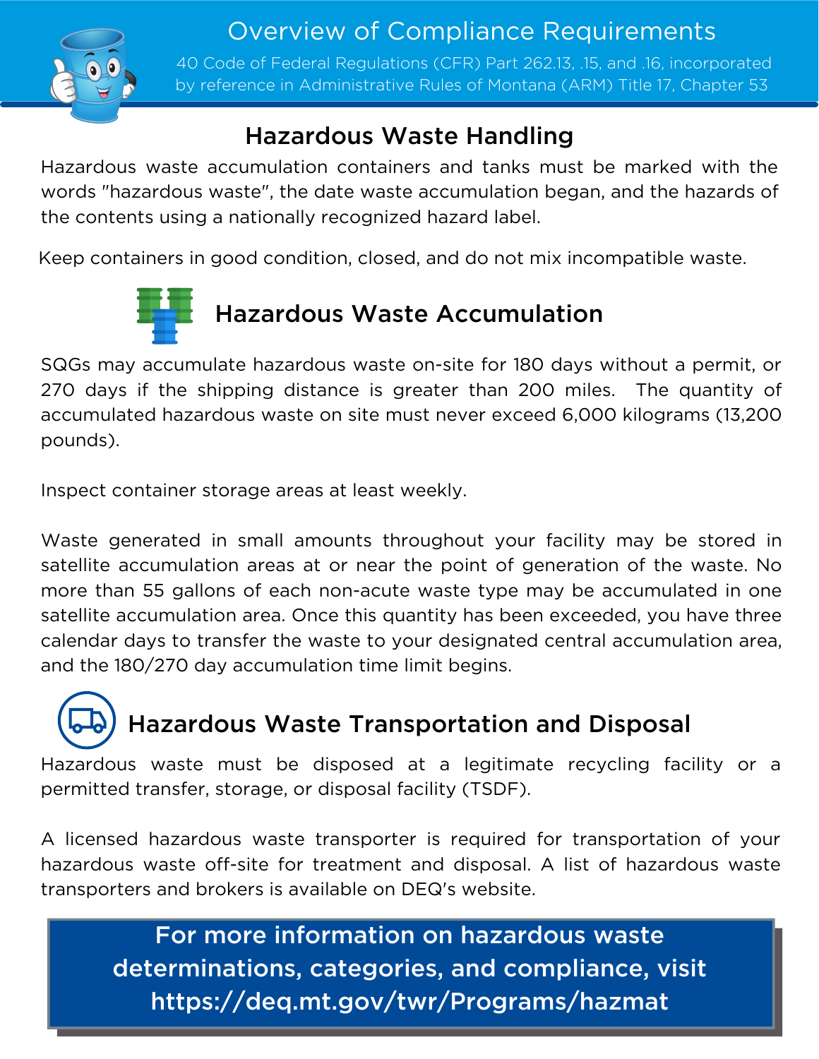# Overview of Compliance Requirements

40 Code of Federal Regulations (CFR) Part 262.13, .15, and .16, incorporated by reference in Administrative Rules of Montana (ARM) Title 17, Chapter 53

## Hazardous Waste Handling

Hazardous waste accumulation containers and tanks must be marked with the words "hazardous waste", the date waste accumulation began, and the hazards of the contents using a nationally recognized hazard label.

Keep containers in good condition, closed, and do not mix incompatible waste.

## Hazardous Waste Accumulation

SQGs may accumulate hazardous waste on-site for 180 days without a permit, or 270 days if the shipping distance is greater than 200 miles. The quantity of accumulated hazardous waste on site must never exceed 6,000 kilograms (13,200 pounds).

Inspect container storage areas at least weekly.

Waste generated in small amounts throughout your facility may be stored in satellite accumulation areas at or near the point of generation of the waste. No more than 55 gallons of each non-acute waste type may be accumulated in one satellite accumulation area. Once this quantity has been exceeded, you have three calendar days to transfer the waste to your designated central accumulation area, and the 180/270 day accumulation time limit begins.

## Hazardous Waste Transportation and Disposal

Hazardous waste must be disposed at a legitimate recycling facility or a permitted transfer, storage, or disposal facility (TSDF).

A licensed hazardous waste transporter is required for transportation of your hazardous waste off-site for treatment and disposal. A list of hazardous waste transporters and brokers is available on DEQ's website.

**For more information on hazardous waste determinations, categories, and compliance, visit https://deq.mt.gov/twr/Programs/hazmat**